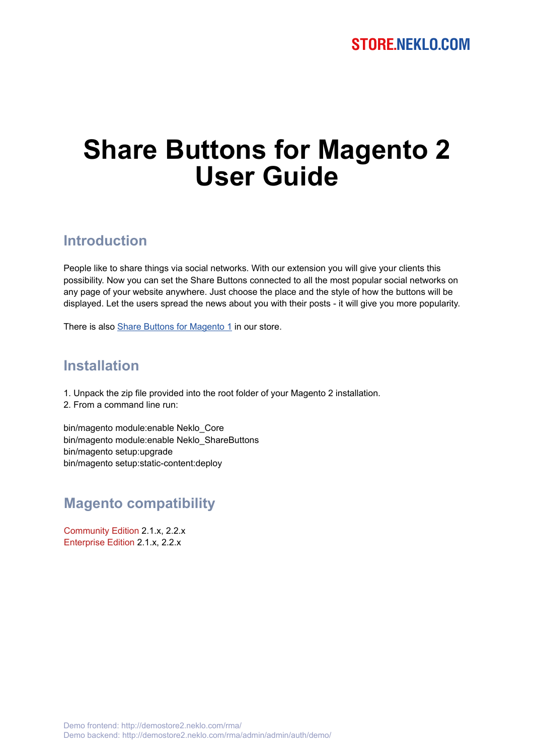STORE.NEKLO.COM

# Share Buttons for Magento 2 User Guide

## Introduction

People like to share things via social networks. With our extension you will give your clients this possibility. Now you can set the Share Buttons connected to all the most popular social networks on any page of your website anywhere. Just choose the place and the style of how the buttons will be displayed. Let the users spread the news about you with their posts - it will give you more popularity.

There is also [Share Buttons for Magento 1](#) in our store.

## Installation

1. Unpack the zip file provided into the root folder of your Magento 2 installation.
2. From a command line run:

```
bin/magento module:enable Neklo_Core
bin/magento module:enable Neklo_ShareButtons
bin/magento setup:upgrade
bin/magento setup:static-content:deploy
```

## Magento compatibility

Community Edition 2.1.x, 2.2.x
Enterprise Edition 2.1.x, 2.2.x

Demo frontend: http://demostore2.neklo.com/rma/
Demo backend: http://demostore2.neklo.com/rma/admin/admin/auth/demo/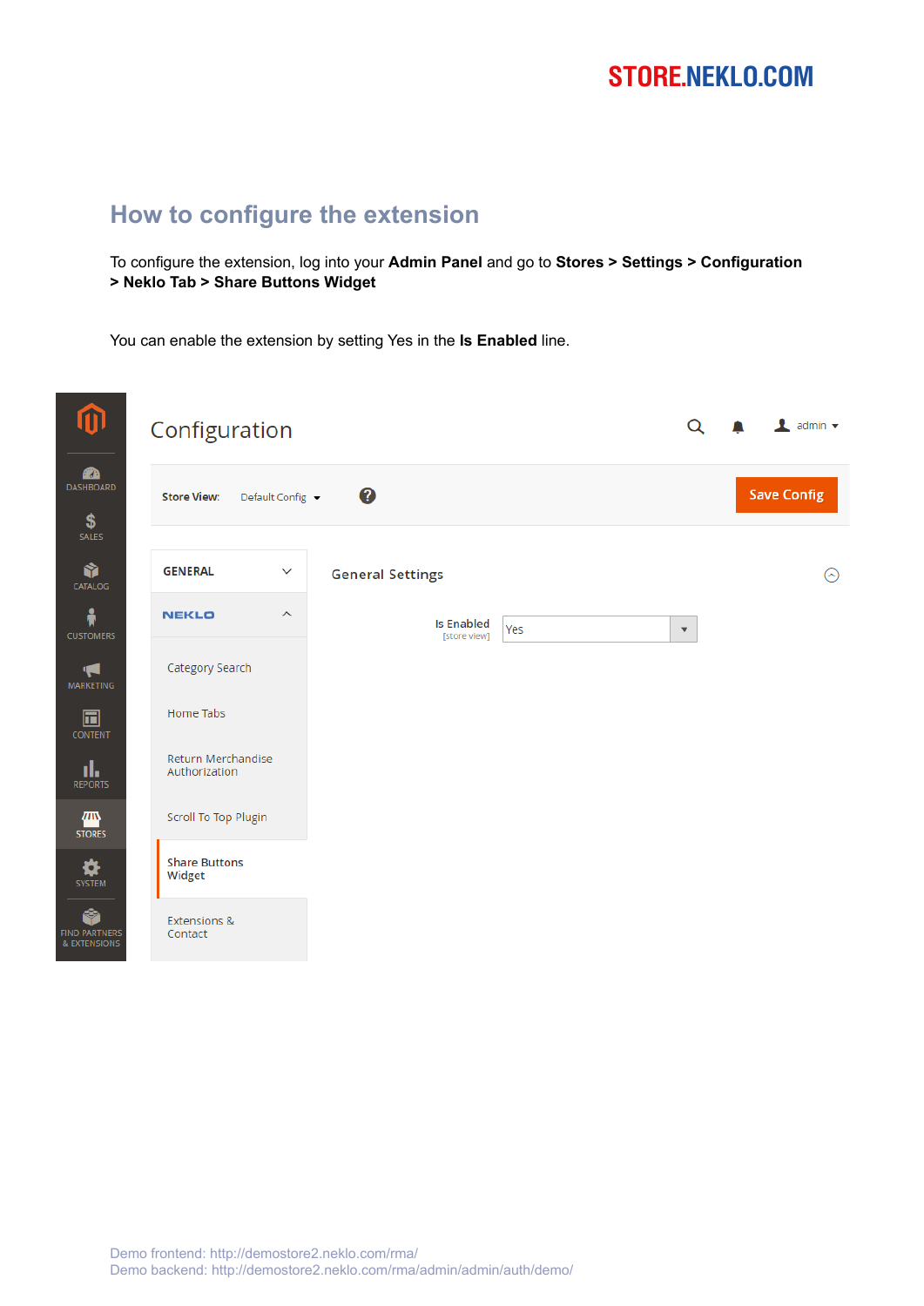## How to configure the extension

To configure the extension, log into your **Admin Panel** and go to **Stores > Settings > Configuration > Neklo Tab > Share Buttons Widget**

You can enable the extension by setting Yes in the **Is Enabled** line.

Demo frontend: http://demostore2.neklo.com/rma/
Demo backend: http://demostore2.neklo.com/rma/admin/admin/auth/demo/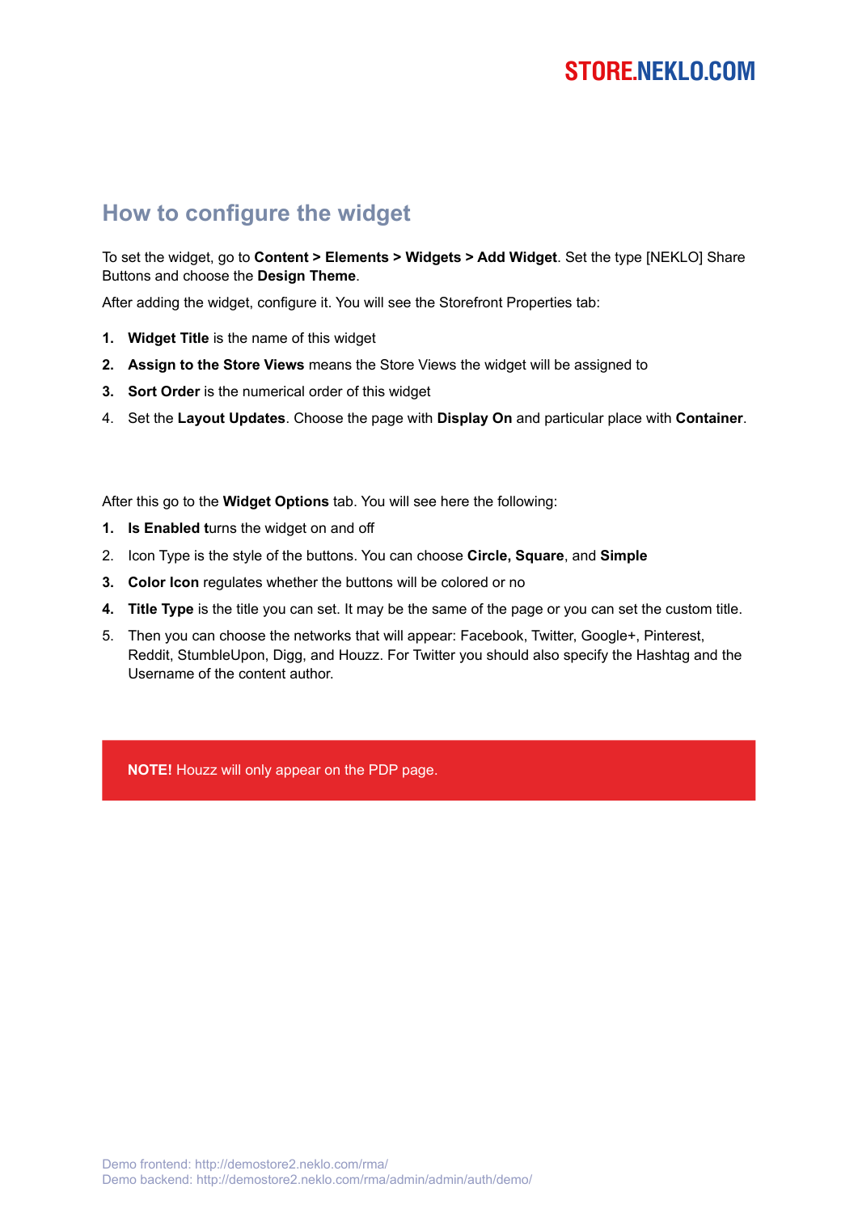## How to configure the widget

To set the widget, go to **Content > Elements > Widgets > Add Widget**. Set the type [NEKLO] Share Buttons and choose the **Design Theme**.

After adding the widget, configure it. You will see the Storefront Properties tab:

1. **Widget Title** is the name of this widget
2. **Assign to the Store Views** means the Store Views the widget will be assigned to
3. **Sort Order** is the numerical order of this widget
4. Set the **Layout Updates**. Choose the page with **Display On** and particular place with **Container**.

After this go to the **Widget Options** tab. You will see here the following:

1. **Is Enabled t**urns the widget on and off
2. Icon Type is the style of the buttons. You can choose **Circle, Square**, and **Simple**
3. **Color Icon** regulates whether the buttons will be colored or no
4. **Title Type** is the title you can set. It may be the same of the page or you can set the custom title.
5. Then you can choose the networks that will appear: Facebook, Twitter, Google+, Pinterest, Reddit, StumbleUpon, Digg, and Houzz. For Twitter you should also specify the Hashtag and the Username of the content author.

**NOTE!** Houzz will only appear on the PDP page.

Demo frontend: http://demostore2.neklo.com/rma/
Demo backend: http://demostore2.neklo.com/rma/admin/admin/auth/demo/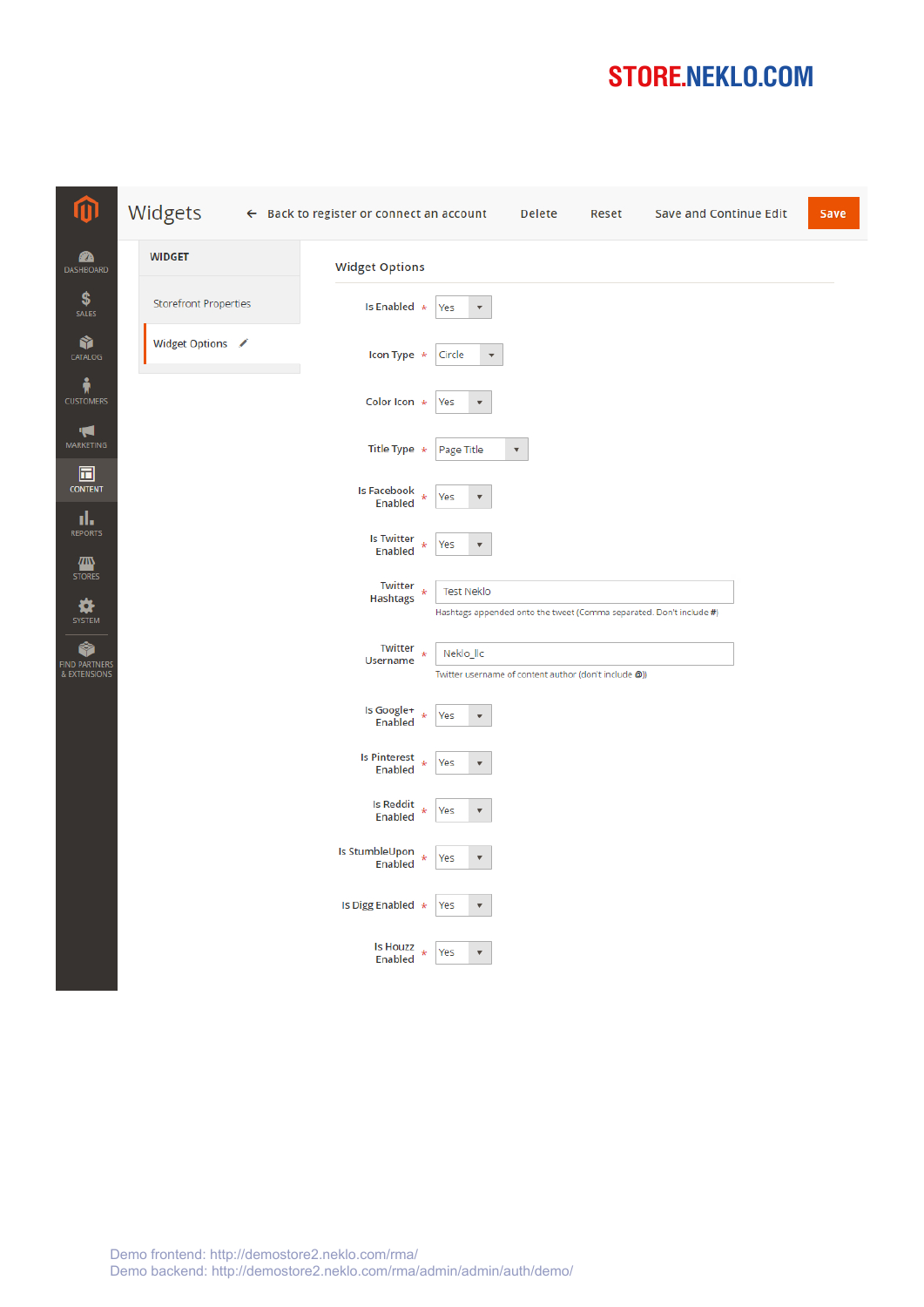STORE.NEKLO.COM

# Widgets

← Back to register or connect an account | Delete | Reset | Save and Continue Edit | Save

DASHBOARD
SALES
CATALOG
CUSTOMERS
MARKETING
CONTENT
REPORTS
STORES
SYSTEM
FIND PARTNERS & EXTENSIONS

**WIDGET**

- Storefront Properties
- Widget Options

## Widget Options

| Field | Value |
|---|---|
| Is Enabled * | Yes |
| Icon Type * | Circle |
| Color Icon * | Yes |
| Title Type * | Page Title |
| Is Facebook Enabled * | Yes |
| Is Twitter Enabled * | Yes |
| Twitter Hashtags * | Test Neklo<br>Hashtags appended onto the tweet (Comma separated. Don't include #) |
| Twitter Username * | Neklo_llc<br>Twitter username of content author (don't include @) |
| Is Google+ Enabled * | Yes |
| Is Pinterest Enabled * | Yes |
| Is Reddit Enabled * | Yes |
| Is StumbleUpon Enabled * | Yes |
| Is Digg Enabled * | Yes |
| Is Houzz Enabled * | Yes |

Demo frontend: http://demostore2.neklo.com/rma/
Demo backend: http://demostore2.neklo.com/rma/admin/admin/auth/demo/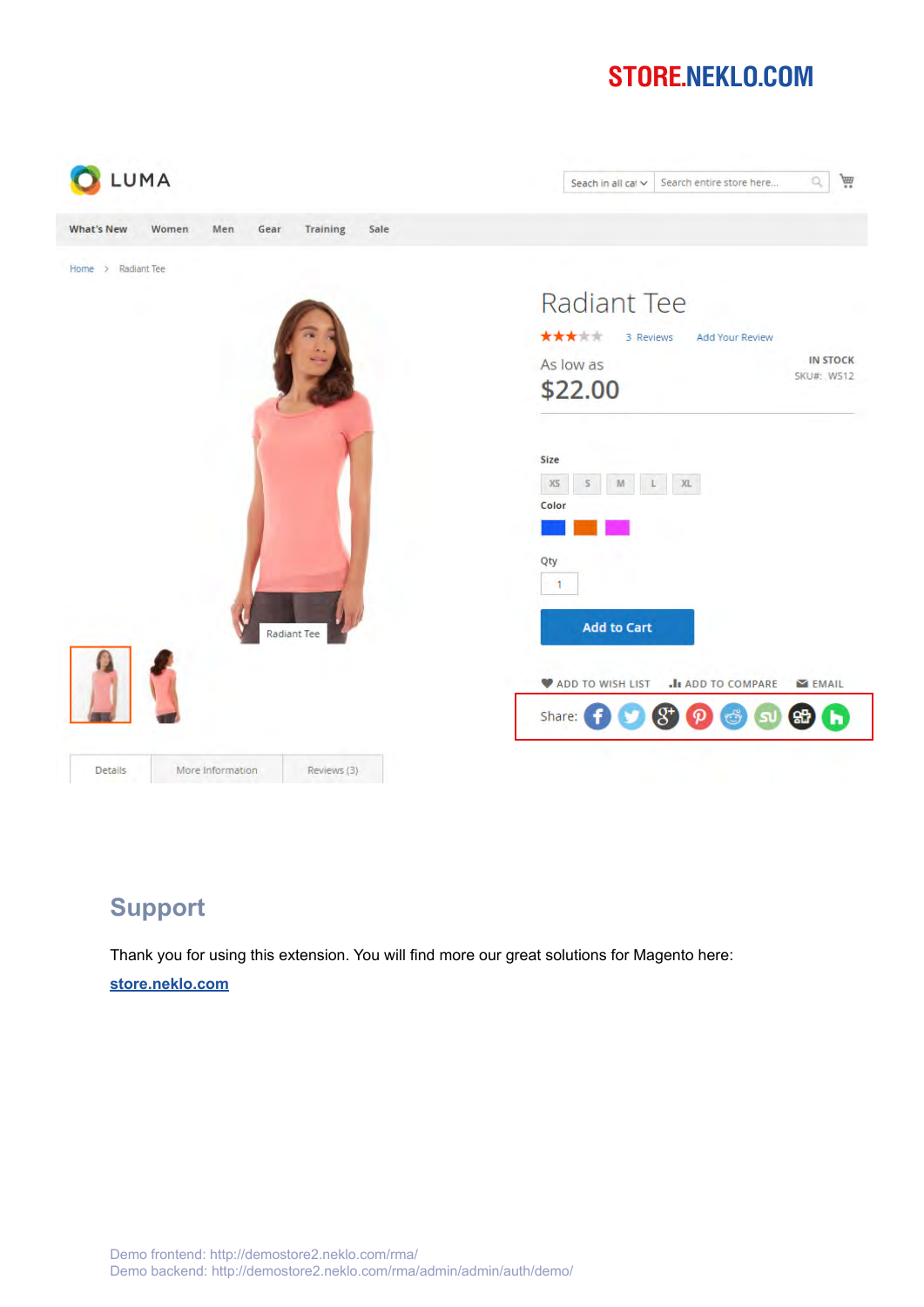## Support

Thank you for using this extension. You will find more our great solutions for Magento here:

store.neklo.com

Demo frontend: http://demostore2.neklo.com/rma/
Demo backend: http://demostore2.neklo.com/rma/admin/admin/auth/demo/